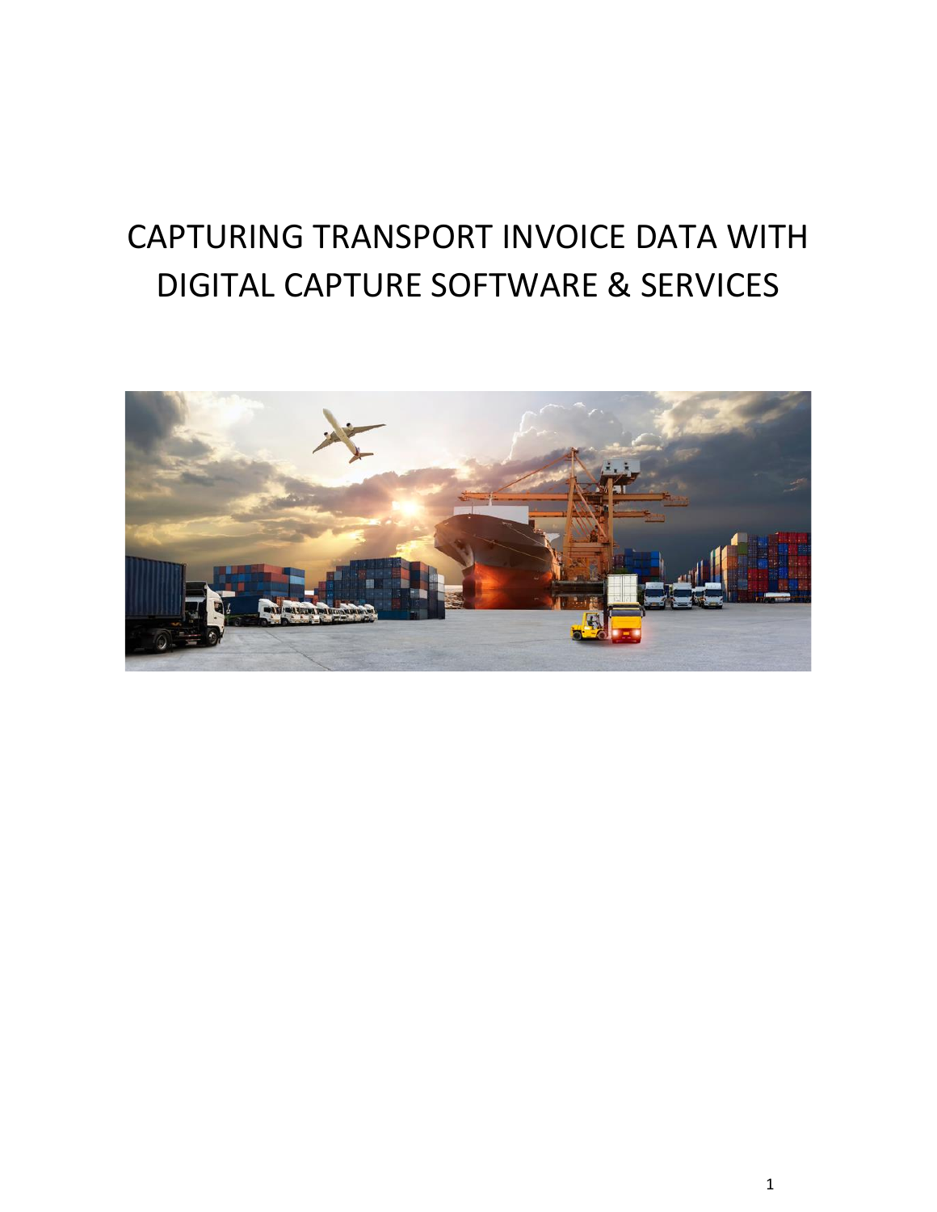# CAPTURING TRANSPORT INVOICE DATA WITH DIGITAL CAPTURE SOFTWARE & SERVICES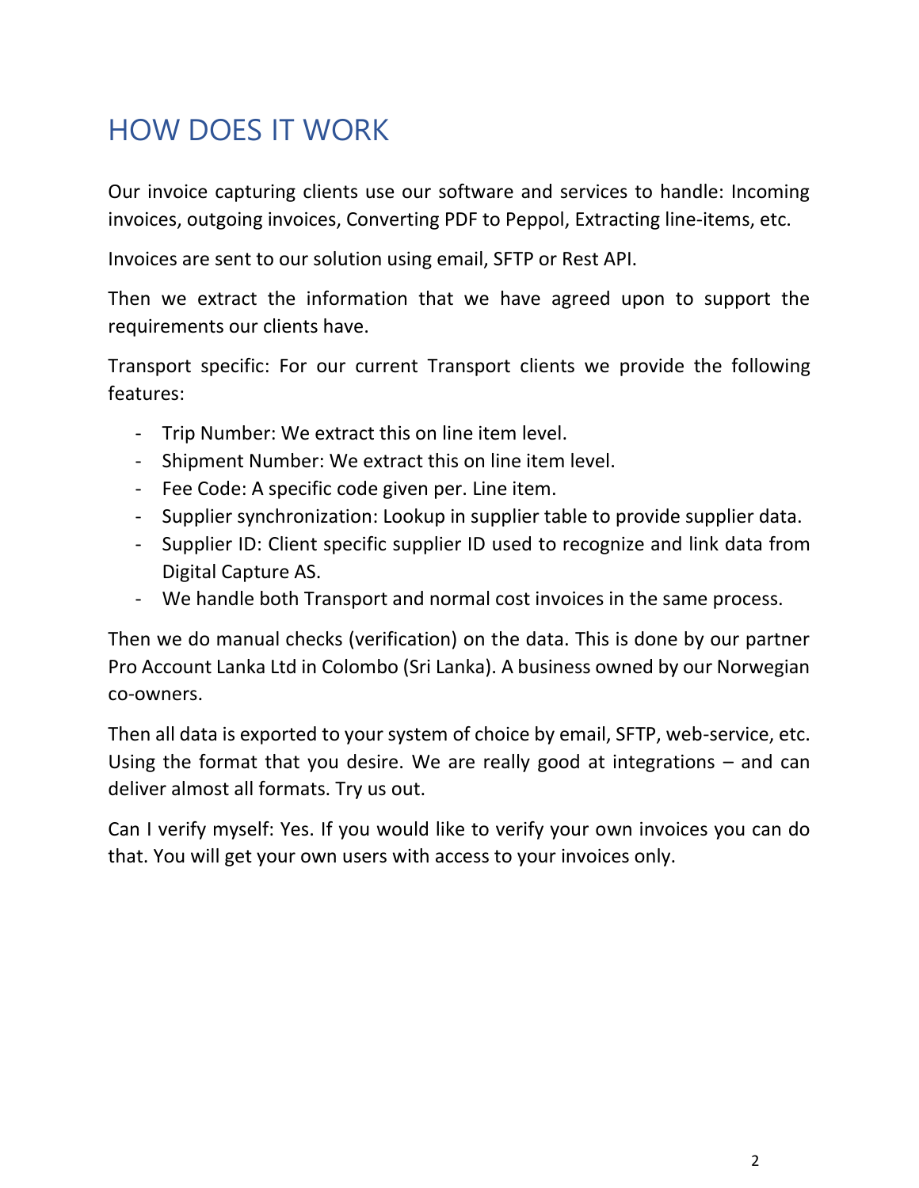# HOW DOES IT WORK

Our invoice capturing clients use our software and services to handle: Incoming invoices, outgoing invoices, Converting PDF to Peppol, Extracting line-items, etc.

Invoices are sent to our solution using email, SFTP or Rest API.

Then we extract the information that we have agreed upon to support the requirements our clients have.

Transport specific: For our current Transport clients we provide the following features:

- Trip Number: We extract this on line item level.
- Shipment Number: We extract this on line item level.
- Fee Code: A specific code given per. Line item.
- Supplier synchronization: Lookup in supplier table to provide supplier data.
- Supplier ID: Client specific supplier ID used to recognize and link data from Digital Capture AS.
- We handle both Transport and normal cost invoices in the same process.

Then we do manual checks (verification) on the data. This is done by our partner Pro Account Lanka Ltd in Colombo (Sri Lanka). A business owned by our Norwegian co-owners.

Then all data is exported to your system of choice by email, SFTP, web-service, etc. Using the format that you desire. We are really good at integrations – and can deliver almost all formats. Try us out.

Can I verify myself: Yes. If you would like to verify your own invoices you can do that. You will get your own users with access to your invoices only.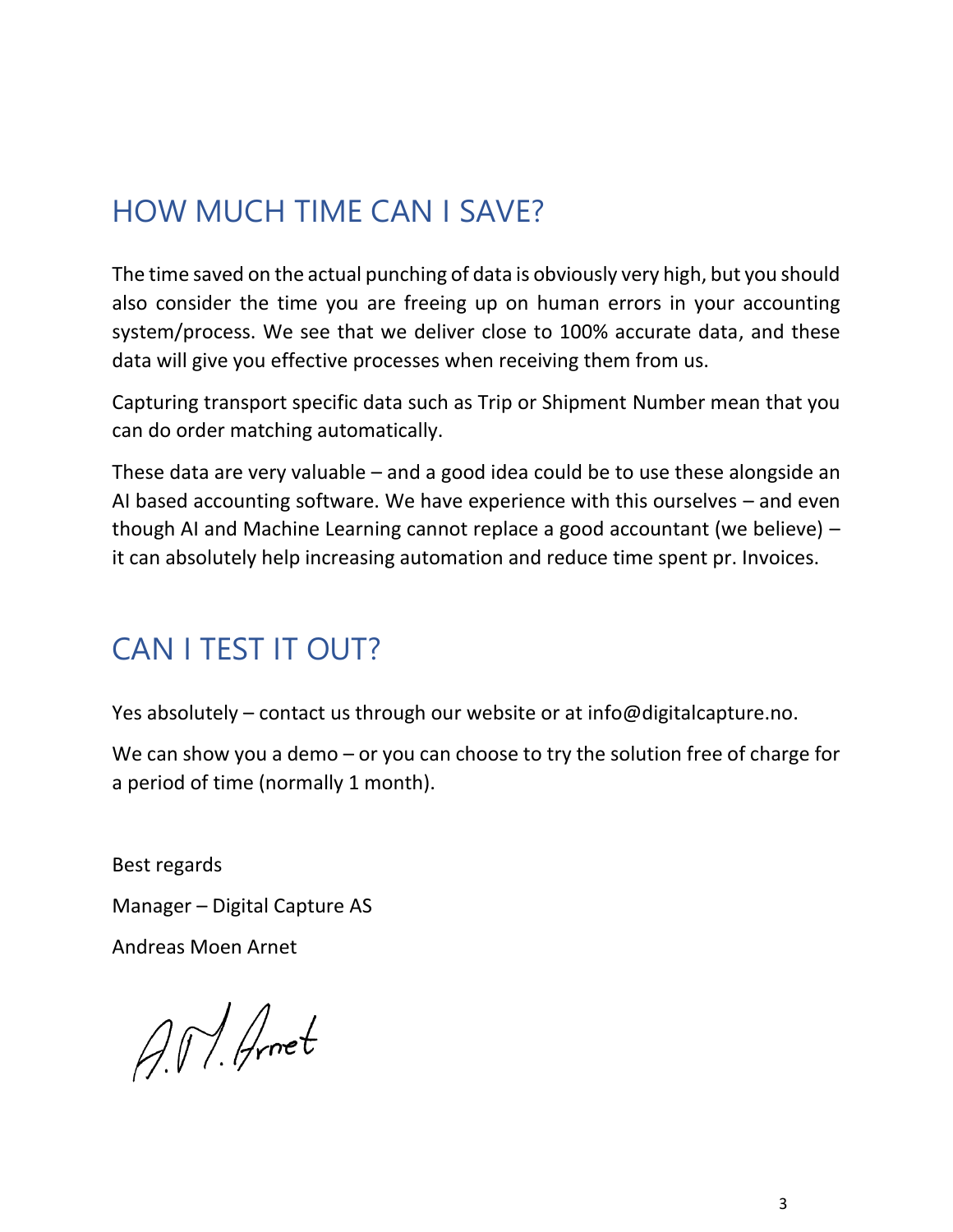## HOW MUCH TIME CAN I SAVE?

The time saved on the actual punching of data is obviously very high, but you should also consider the time you are freeing up on human errors in your accounting system/process. We see that we deliver close to 100% accurate data, and these data will give you effective processes when receiving them from us.

Capturing transport specific data such as Trip or Shipment Number mean that you can do order matching automatically.

These data are very valuable – and a good idea could be to use these alongside an AI based accounting software. We have experience with this ourselves – and even though AI and Machine Learning cannot replace a good accountant (we believe) – it can absolutely help increasing automation and reduce time spent pr. Invoices.

## CAN I TEST IT OUT?

Yes absolutely – contact us through our website or at info@digitalcapture.no.

We can show you a demo – or you can choose to try the solution free of charge for a period of time (normally 1 month).

Best regards

Manager – Digital Capture AS

Andreas Moen Arnet

A.M. Arnet